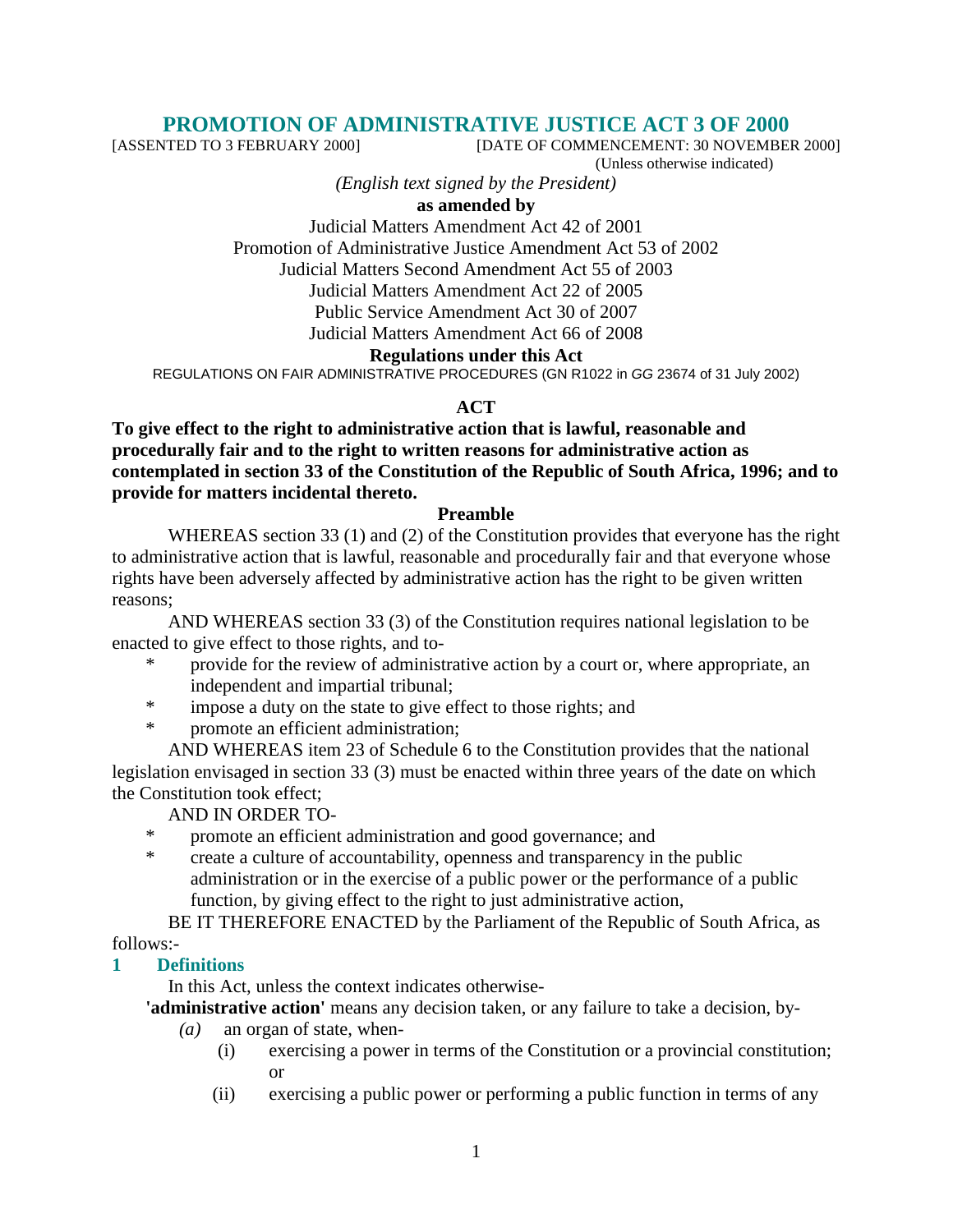# PROMOTION OF ADMINISTRATIVE JUSTICE ACT 3 OF 2000

[ASSENTED TO 3 FEBRUARY 2000] [DATE OF COMMENCEMENT: 30 NOVEMBER 2000]

(Unless otherwise indicated)

*(English text signed by the President)*

**as amended by**

Judicial Matters Amendment Act 42 of 2001
Promotion of Administrative Justice Amendment Act 53 of 2002
Judicial Matters Second Amendment Act 55 of 2003
Judicial Matters Amendment Act 22 of 2005
Public Service Amendment Act 30 of 2007
Judicial Matters Amendment Act 66 of 2008

**Regulations under this Act**

REGULATIONS ON FAIR ADMINISTRATIVE PROCEDURES (GN R1022 in *GG* 23674 of 31 July 2002)

**ACT**

**To give effect to the right to administrative action that is lawful, reasonable and procedurally fair and to the right to written reasons for administrative action as contemplated in section 33 of the Constitution of the Republic of South Africa, 1996; and to provide for matters incidental thereto.**

**Preamble**

WHEREAS section 33 (1) and (2) of the Constitution provides that everyone has the right to administrative action that is lawful, reasonable and procedurally fair and that everyone whose rights have been adversely affected by administrative action has the right to be given written reasons;

AND WHEREAS section 33 (3) of the Constitution requires national legislation to be enacted to give effect to those rights, and to-

* provide for the review of administrative action by a court or, where appropriate, an independent and impartial tribunal;
* impose a duty on the state to give effect to those rights; and
* promote an efficient administration;

AND WHEREAS item 23 of Schedule 6 to the Constitution provides that the national legislation envisaged in section 33 (3) must be enacted within three years of the date on which the Constitution took effect;

AND IN ORDER TO-

* promote an efficient administration and good governance; and
* create a culture of accountability, openness and transparency in the public administration or in the exercise of a public power or the performance of a public function, by giving effect to the right to just administrative action,

BE IT THEREFORE ENACTED by the Parliament of the Republic of South Africa, as follows:-

## 1 Definitions

In this Act, unless the context indicates otherwise-

**'administrative action'** means any decision taken, or any failure to take a decision, by-

*(a)* an organ of state, when-

(i) exercising a power in terms of the Constitution or a provincial constitution; or

(ii) exercising a public power or performing a public function in terms of any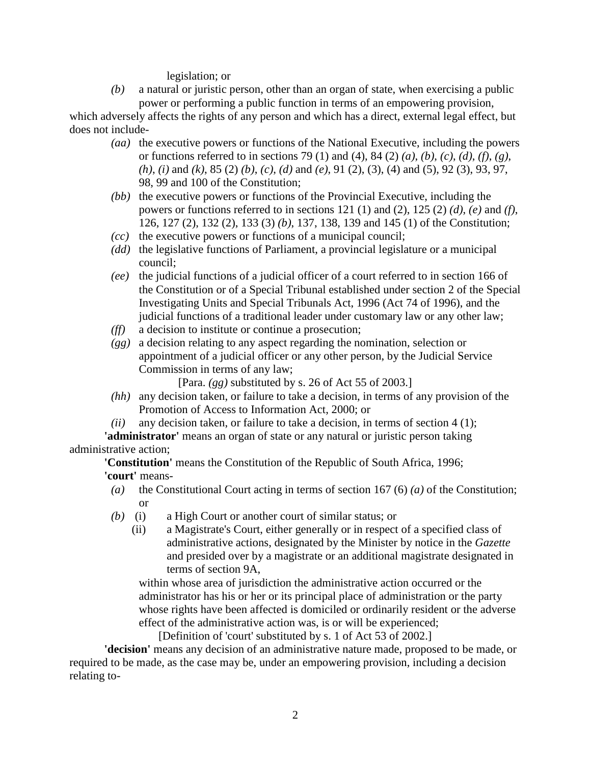legislation; or

*(b)* a natural or juristic person, other than an organ of state, when exercising a public power or performing a public function in terms of an empowering provision,

which adversely affects the rights of any person and which has a direct, external legal effect, but does not include-

*(aa)* the executive powers or functions of the National Executive, including the powers or functions referred to in sections 79 (1) and (4), 84 (2) *(a)*, *(b)*, *(c)*, *(d)*, *(f)*, *(g)*, *(h)*, *(i)* and *(k)*, 85 (2) *(b)*, *(c)*, *(d)* and *(e)*, 91 (2), (3), (4) and (5), 92 (3), 93, 97, 98, 99 and 100 of the Constitution;

*(bb)* the executive powers or functions of the Provincial Executive, including the powers or functions referred to in sections 121 (1) and (2), 125 (2) *(d)*, *(e)* and *(f)*, 126, 127 (2), 132 (2), 133 (3) *(b)*, 137, 138, 139 and 145 (1) of the Constitution;

*(cc)* the executive powers or functions of a municipal council;

*(dd)* the legislative functions of Parliament, a provincial legislature or a municipal council;

*(ee)* the judicial functions of a judicial officer of a court referred to in section 166 of the Constitution or of a Special Tribunal established under section 2 of the Special Investigating Units and Special Tribunals Act, 1996 (Act 74 of 1996), and the judicial functions of a traditional leader under customary law or any other law;

*(ff)* a decision to institute or continue a prosecution;

*(gg)* a decision relating to any aspect regarding the nomination, selection or appointment of a judicial officer or any other person, by the Judicial Service Commission in terms of any law;

[Para. *(gg)* substituted by s. 26 of Act 55 of 2003.]

*(hh)* any decision taken, or failure to take a decision, in terms of any provision of the Promotion of Access to Information Act, 2000; or

*(ii)* any decision taken, or failure to take a decision, in terms of section 4 (1);

**'administrator'** means an organ of state or any natural or juristic person taking administrative action;

**'Constitution'** means the Constitution of the Republic of South Africa, 1996;

**'court'** means-

*(a)* the Constitutional Court acting in terms of section 167 (6) *(a)* of the Constitution; or

*(b)* (i) a High Court or another court of similar status; or

(ii) a Magistrate's Court, either generally or in respect of a specified class of administrative actions, designated by the Minister by notice in the *Gazette* and presided over by a magistrate or an additional magistrate designated in terms of section 9A,

within whose area of jurisdiction the administrative action occurred or the administrator has his or her or its principal place of administration or the party whose rights have been affected is domiciled or ordinarily resident or the adverse effect of the administrative action was, is or will be experienced;

[Definition of 'court' substituted by s. 1 of Act 53 of 2002.]

**'decision'** means any decision of an administrative nature made, proposed to be made, or required to be made, as the case may be, under an empowering provision, including a decision relating to-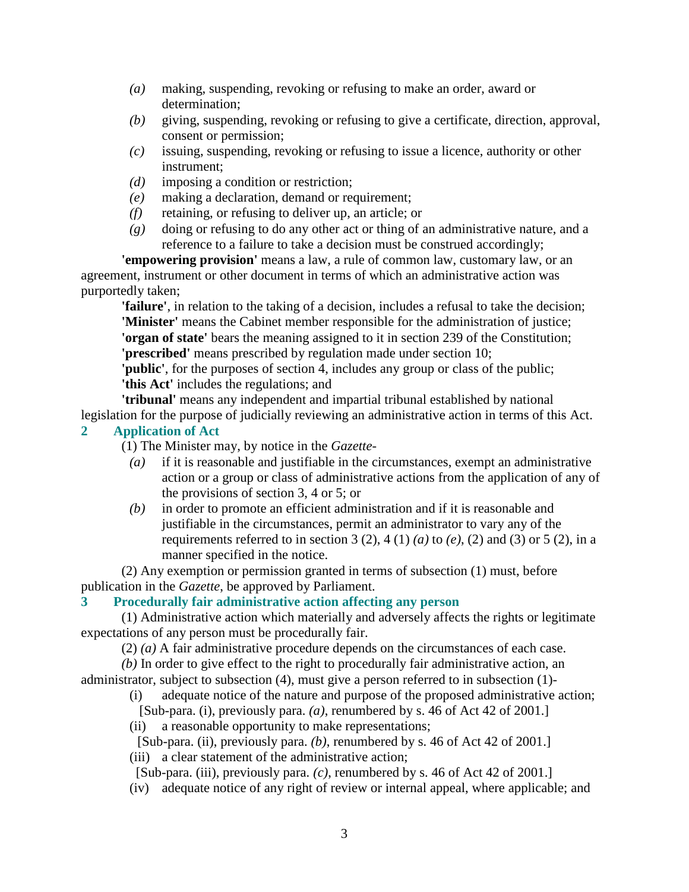- *(a)* making, suspending, revoking or refusing to make an order, award or determination;
- *(b)* giving, suspending, revoking or refusing to give a certificate, direction, approval, consent or permission;
- *(c)* issuing, suspending, revoking or refusing to issue a licence, authority or other instrument;
- *(d)* imposing a condition or restriction;
- *(e)* making a declaration, demand or requirement;
- *(f)* retaining, or refusing to deliver up, an article; or
- *(g)* doing or refusing to do any other act or thing of an administrative nature, and a reference to a failure to take a decision must be construed accordingly;

**'empowering provision'** means a law, a rule of common law, customary law, or an agreement, instrument or other document in terms of which an administrative action was purportedly taken;

**'failure'**, in relation to the taking of a decision, includes a refusal to take the decision;

**'Minister'** means the Cabinet member responsible for the administration of justice;

**'organ of state'** bears the meaning assigned to it in section 239 of the Constitution;

**'prescribed'** means prescribed by regulation made under section 10;

**'public'**, for the purposes of section 4, includes any group or class of the public;

**'this Act'** includes the regulations; and

**'tribunal'** means any independent and impartial tribunal established by national legislation for the purpose of judicially reviewing an administrative action in terms of this Act.

## 2 Application of Act

(1) The Minister may, by notice in the *Gazette*-

- *(a)* if it is reasonable and justifiable in the circumstances, exempt an administrative action or a group or class of administrative actions from the application of any of the provisions of section 3, 4 or 5; or
- *(b)* in order to promote an efficient administration and if it is reasonable and justifiable in the circumstances, permit an administrator to vary any of the requirements referred to in section 3 (2), 4 (1) *(a)* to *(e)*, (2) and (3) or 5 (2), in a manner specified in the notice.

(2) Any exemption or permission granted in terms of subsection (1) must, before publication in the *Gazette*, be approved by Parliament.

## 3 Procedurally fair administrative action affecting any person

(1) Administrative action which materially and adversely affects the rights or legitimate expectations of any person must be procedurally fair.

(2) *(a)* A fair administrative procedure depends on the circumstances of each case.

*(b)* In order to give effect to the right to procedurally fair administrative action, an administrator, subject to subsection (4), must give a person referred to in subsection (1)-

- (i) adequate notice of the nature and purpose of the proposed administrative action;

  [Sub-para. (i), previously para. *(a)*, renumbered by s. 46 of Act 42 of 2001.]
- (ii) a reasonable opportunity to make representations;

  [Sub-para. (ii), previously para. *(b)*, renumbered by s. 46 of Act 42 of 2001.]
- (iii) a clear statement of the administrative action;

  [Sub-para. (iii), previously para. *(c)*, renumbered by s. 46 of Act 42 of 2001.]
- (iv) adequate notice of any right of review or internal appeal, where applicable; and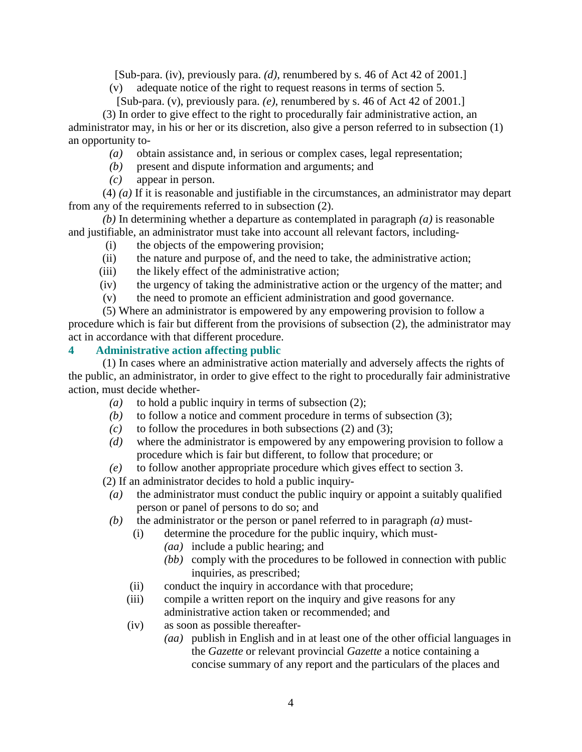[Sub-para. (iv), previously para. *(d)*, renumbered by s. 46 of Act 42 of 2001.]

(v) adequate notice of the right to request reasons in terms of section 5.

[Sub-para. (v), previously para. *(e)*, renumbered by s. 46 of Act 42 of 2001.]

(3) In order to give effect to the right to procedurally fair administrative action, an administrator may, in his or her or its discretion, also give a person referred to in subsection (1) an opportunity to-

*(a)* obtain assistance and, in serious or complex cases, legal representation;

*(b)* present and dispute information and arguments; and

*(c)* appear in person.

(4) *(a)* If it is reasonable and justifiable in the circumstances, an administrator may depart from any of the requirements referred to in subsection (2).

*(b)* In determining whether a departure as contemplated in paragraph *(a)* is reasonable and justifiable, an administrator must take into account all relevant factors, including-

(i) the objects of the empowering provision;

(ii) the nature and purpose of, and the need to take, the administrative action;

(iii) the likely effect of the administrative action;

(iv) the urgency of taking the administrative action or the urgency of the matter; and

(v) the need to promote an efficient administration and good governance.

(5) Where an administrator is empowered by any empowering provision to follow a procedure which is fair but different from the provisions of subsection (2), the administrator may act in accordance with that different procedure.

**4 Administrative action affecting public**

(1) In cases where an administrative action materially and adversely affects the rights of the public, an administrator, in order to give effect to the right to procedurally fair administrative action, must decide whether-

*(a)* to hold a public inquiry in terms of subsection (2);

*(b)* to follow a notice and comment procedure in terms of subsection (3);

*(c)* to follow the procedures in both subsections (2) and (3);

*(d)* where the administrator is empowered by any empowering provision to follow a procedure which is fair but different, to follow that procedure; or

*(e)* to follow another appropriate procedure which gives effect to section 3.

(2) If an administrator decides to hold a public inquiry-

*(a)* the administrator must conduct the public inquiry or appoint a suitably qualified person or panel of persons to do so; and

*(b)* the administrator or the person or panel referred to in paragraph *(a)* must-

(i) determine the procedure for the public inquiry, which must-

*(aa)* include a public hearing; and

*(bb)* comply with the procedures to be followed in connection with public inquiries, as prescribed;

(ii) conduct the inquiry in accordance with that procedure;

(iii) compile a written report on the inquiry and give reasons for any administrative action taken or recommended; and

(iv) as soon as possible thereafter-

*(aa)* publish in English and in at least one of the other official languages in the *Gazette* or relevant provincial *Gazette* a notice containing a concise summary of any report and the particulars of the places and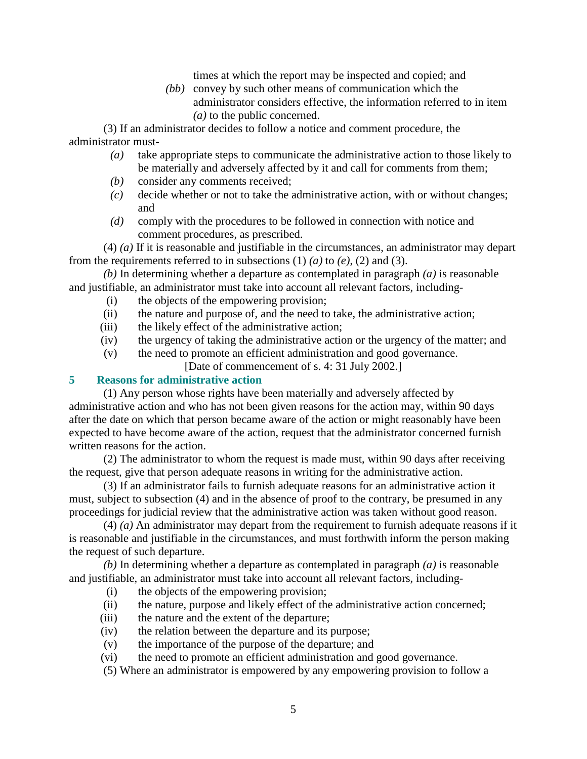times at which the report may be inspected and copied; and

*(bb)* convey by such other means of communication which the administrator considers effective, the information referred to in item *(a)* to the public concerned.

(3) If an administrator decides to follow a notice and comment procedure, the administrator must-

*(a)* take appropriate steps to communicate the administrative action to those likely to be materially and adversely affected by it and call for comments from them;

*(b)* consider any comments received;

*(c)* decide whether or not to take the administrative action, with or without changes; and

*(d)* comply with the procedures to be followed in connection with notice and comment procedures, as prescribed.

(4) *(a)* If it is reasonable and justifiable in the circumstances, an administrator may depart from the requirements referred to in subsections (1) *(a)* to *(e)*, (2) and (3).

*(b)* In determining whether a departure as contemplated in paragraph *(a)* is reasonable and justifiable, an administrator must take into account all relevant factors, including-

(i) the objects of the empowering provision;

(ii) the nature and purpose of, and the need to take, the administrative action;

(iii) the likely effect of the administrative action;

(iv) the urgency of taking the administrative action or the urgency of the matter; and

(v) the need to promote an efficient administration and good governance.

[Date of commencement of s. 4: 31 July 2002.]

## 5 Reasons for administrative action

(1) Any person whose rights have been materially and adversely affected by administrative action and who has not been given reasons for the action may, within 90 days after the date on which that person became aware of the action or might reasonably have been expected to have become aware of the action, request that the administrator concerned furnish written reasons for the action.

(2) The administrator to whom the request is made must, within 90 days after receiving the request, give that person adequate reasons in writing for the administrative action.

(3) If an administrator fails to furnish adequate reasons for an administrative action it must, subject to subsection (4) and in the absence of proof to the contrary, be presumed in any proceedings for judicial review that the administrative action was taken without good reason.

(4) *(a)* An administrator may depart from the requirement to furnish adequate reasons if it is reasonable and justifiable in the circumstances, and must forthwith inform the person making the request of such departure.

*(b)* In determining whether a departure as contemplated in paragraph *(a)* is reasonable and justifiable, an administrator must take into account all relevant factors, including-

(i) the objects of the empowering provision;

(ii) the nature, purpose and likely effect of the administrative action concerned;

(iii) the nature and the extent of the departure;

(iv) the relation between the departure and its purpose;

(v) the importance of the purpose of the departure; and

(vi) the need to promote an efficient administration and good governance.

(5) Where an administrator is empowered by any empowering provision to follow a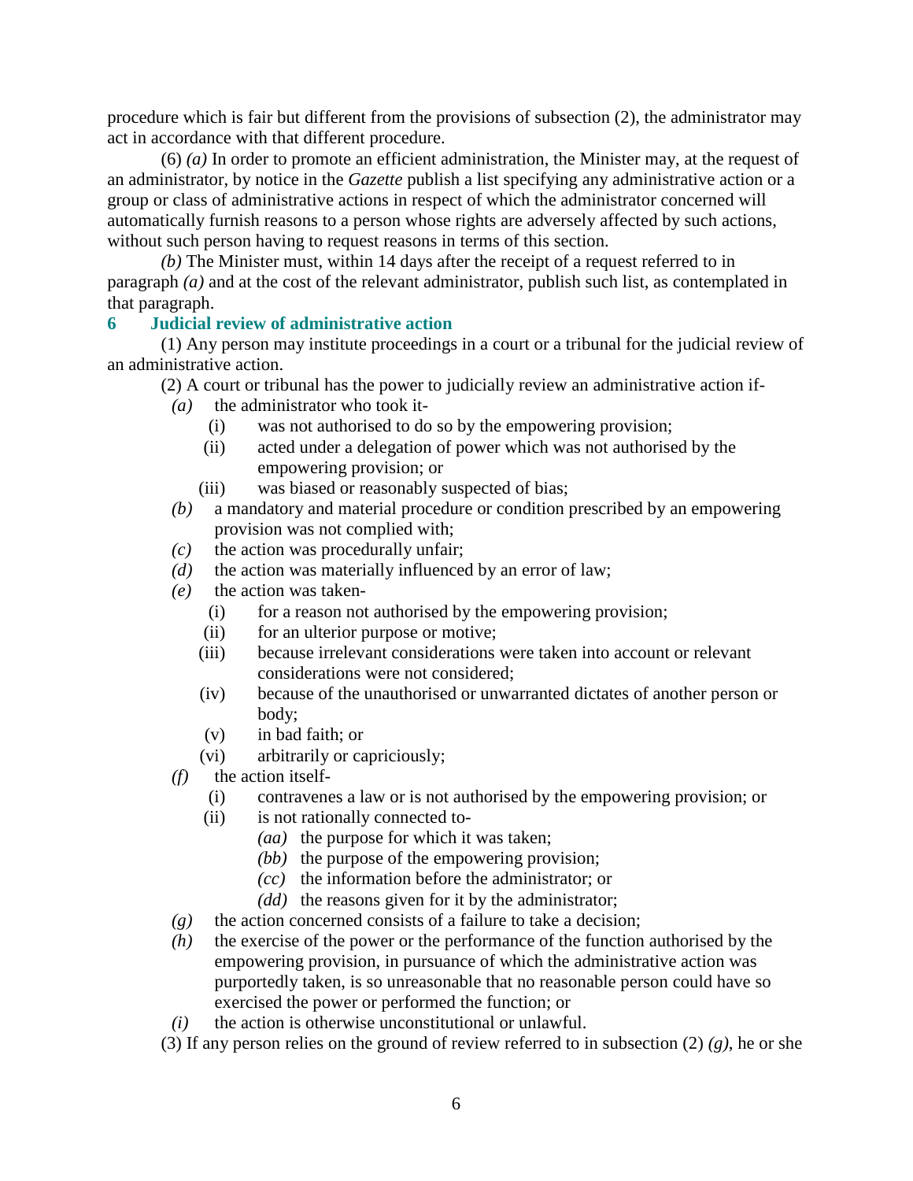procedure which is fair but different from the provisions of subsection (2), the administrator may act in accordance with that different procedure.

(6) *(a)* In order to promote an efficient administration, the Minister may, at the request of an administrator, by notice in the *Gazette* publish a list specifying any administrative action or a group or class of administrative actions in respect of which the administrator concerned will automatically furnish reasons to a person whose rights are adversely affected by such actions, without such person having to request reasons in terms of this section.

*(b)* The Minister must, within 14 days after the receipt of a request referred to in paragraph *(a)* and at the cost of the relevant administrator, publish such list, as contemplated in that paragraph.

## 6 Judicial review of administrative action

(1) Any person may institute proceedings in a court or a tribunal for the judicial review of an administrative action.

(2) A court or tribunal has the power to judicially review an administrative action if-

*(a)* the administrator who took it-

(i) was not authorised to do so by the empowering provision;

(ii) acted under a delegation of power which was not authorised by the empowering provision; or

(iii) was biased or reasonably suspected of bias;

*(b)* a mandatory and material procedure or condition prescribed by an empowering provision was not complied with;

*(c)* the action was procedurally unfair;

*(d)* the action was materially influenced by an error of law;

*(e)* the action was taken-

(i) for a reason not authorised by the empowering provision;

(ii) for an ulterior purpose or motive;

(iii) because irrelevant considerations were taken into account or relevant considerations were not considered;

(iv) because of the unauthorised or unwarranted dictates of another person or body;

(v) in bad faith; or

(vi) arbitrarily or capriciously;

*(f)* the action itself-

(i) contravenes a law or is not authorised by the empowering provision; or

(ii) is not rationally connected to-

*(aa)* the purpose for which it was taken;

*(bb)* the purpose of the empowering provision;

*(cc)* the information before the administrator; or

*(dd)* the reasons given for it by the administrator;

*(g)* the action concerned consists of a failure to take a decision;

*(h)* the exercise of the power or the performance of the function authorised by the empowering provision, in pursuance of which the administrative action was purportedly taken, is so unreasonable that no reasonable person could have so exercised the power or performed the function; or

*(i)* the action is otherwise unconstitutional or unlawful.

(3) If any person relies on the ground of review referred to in subsection (2) *(g)*, he or she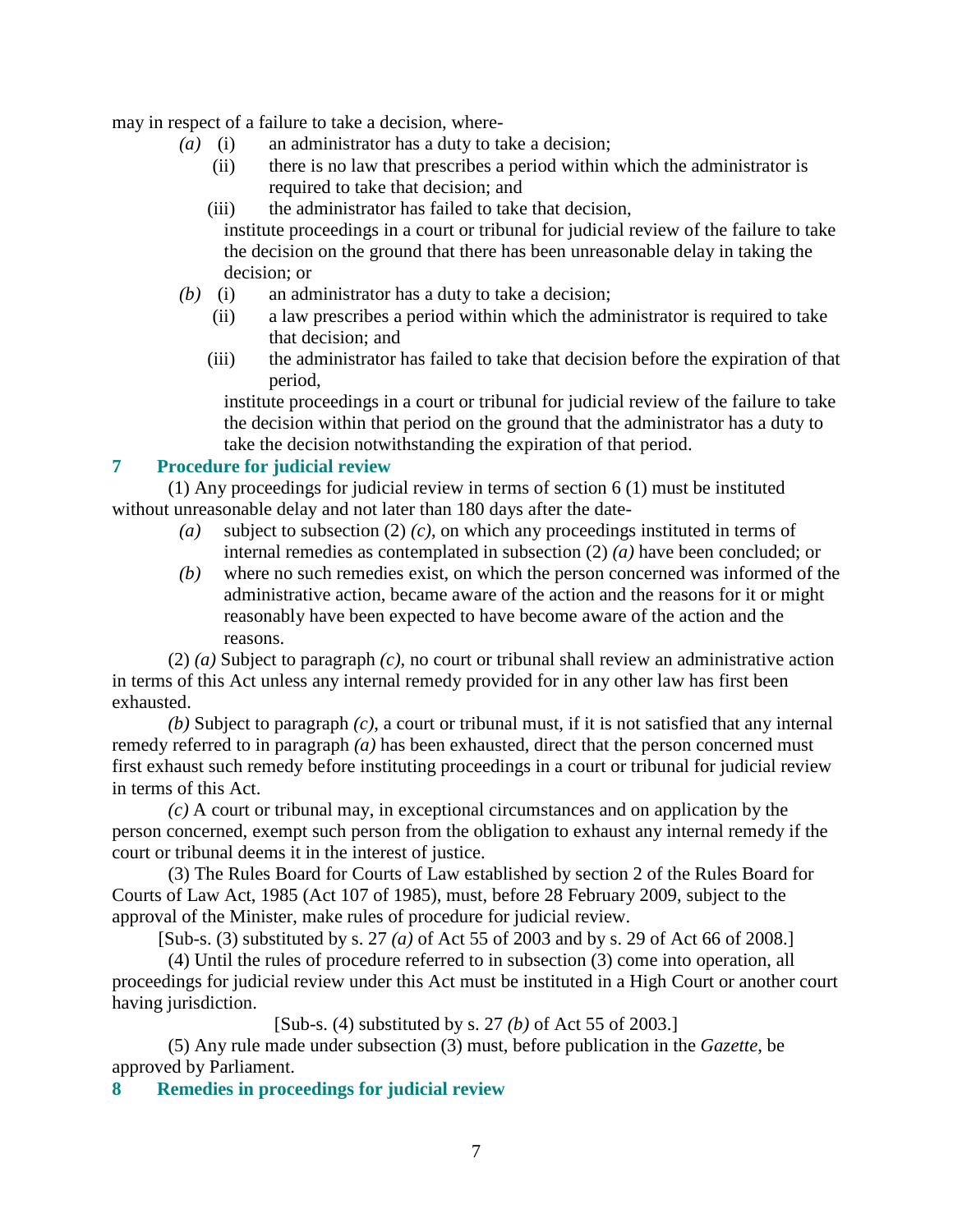may in respect of a failure to take a decision, where-

*(a)* (i) an administrator has a duty to take a decision;

(ii) there is no law that prescribes a period within which the administrator is required to take that decision; and

(iii) the administrator has failed to take that decision,

institute proceedings in a court or tribunal for judicial review of the failure to take the decision on the ground that there has been unreasonable delay in taking the decision; or

*(b)* (i) an administrator has a duty to take a decision;

(ii) a law prescribes a period within which the administrator is required to take that decision; and

(iii) the administrator has failed to take that decision before the expiration of that period,

institute proceedings in a court or tribunal for judicial review of the failure to take the decision within that period on the ground that the administrator has a duty to take the decision notwithstanding the expiration of that period.

## 7 Procedure for judicial review

(1) Any proceedings for judicial review in terms of section 6 (1) must be instituted without unreasonable delay and not later than 180 days after the date-

*(a)* subject to subsection (2) *(c)*, on which any proceedings instituted in terms of internal remedies as contemplated in subsection (2) *(a)* have been concluded; or

*(b)* where no such remedies exist, on which the person concerned was informed of the administrative action, became aware of the action and the reasons for it or might reasonably have been expected to have become aware of the action and the reasons.

(2) *(a)* Subject to paragraph *(c)*, no court or tribunal shall review an administrative action in terms of this Act unless any internal remedy provided for in any other law has first been exhausted.

*(b)* Subject to paragraph *(c)*, a court or tribunal must, if it is not satisfied that any internal remedy referred to in paragraph *(a)* has been exhausted, direct that the person concerned must first exhaust such remedy before instituting proceedings in a court or tribunal for judicial review in terms of this Act.

*(c)* A court or tribunal may, in exceptional circumstances and on application by the person concerned, exempt such person from the obligation to exhaust any internal remedy if the court or tribunal deems it in the interest of justice.

(3) The Rules Board for Courts of Law established by section 2 of the Rules Board for Courts of Law Act, 1985 (Act 107 of 1985), must, before 28 February 2009, subject to the approval of the Minister, make rules of procedure for judicial review.

[Sub-s. (3) substituted by s. 27 *(a)* of Act 55 of 2003 and by s. 29 of Act 66 of 2008.]

(4) Until the rules of procedure referred to in subsection (3) come into operation, all proceedings for judicial review under this Act must be instituted in a High Court or another court having jurisdiction.

[Sub-s. (4) substituted by s. 27 *(b)* of Act 55 of 2003.]

(5) Any rule made under subsection (3) must, before publication in the *Gazette*, be approved by Parliament.

## 8 Remedies in proceedings for judicial review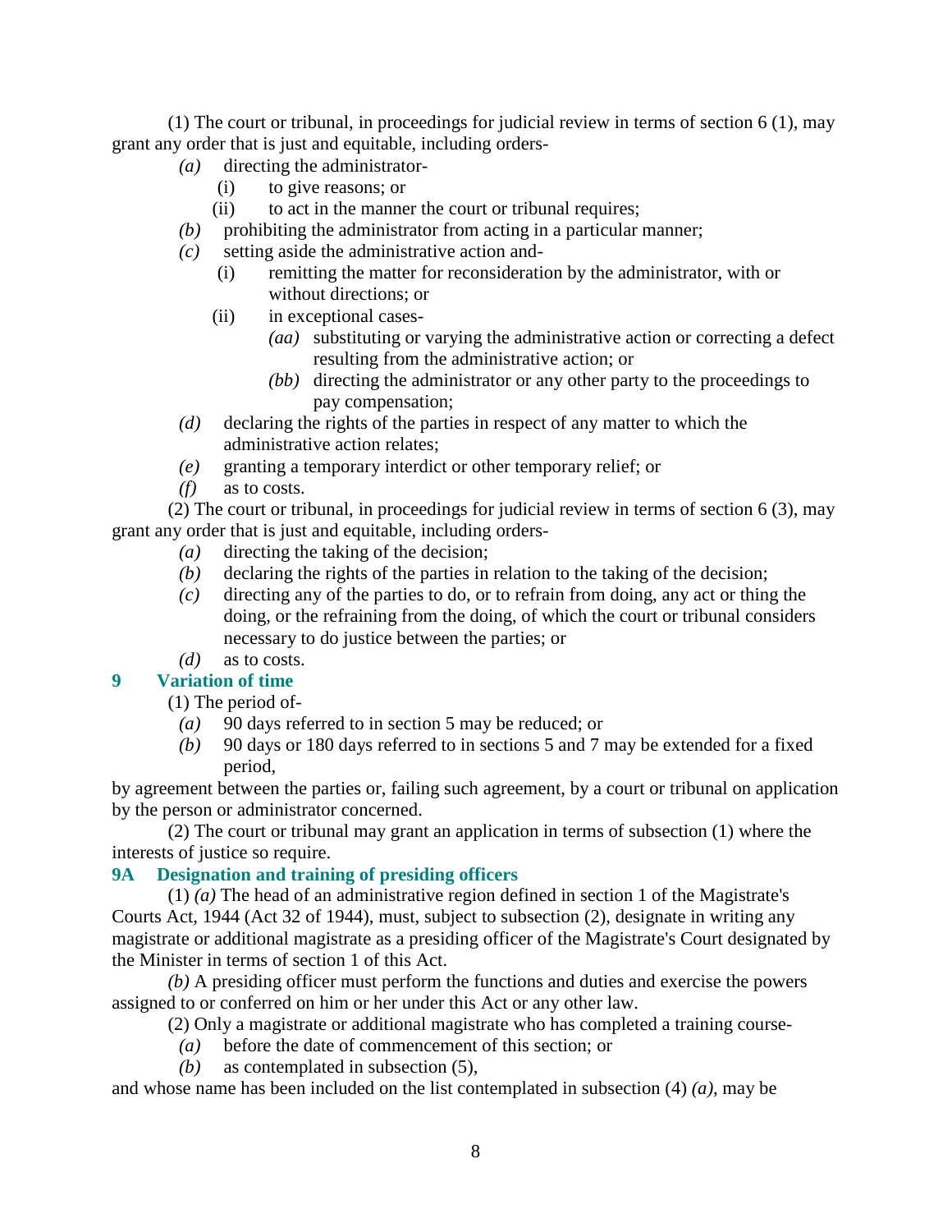(1) The court or tribunal, in proceedings for judicial review in terms of section 6 (1), may grant any order that is just and equitable, including orders-

- *(a)* directing the administrator-
  - (i) to give reasons; or
  - (ii) to act in the manner the court or tribunal requires;
- *(b)* prohibiting the administrator from acting in a particular manner;
- *(c)* setting aside the administrative action and-
  - (i) remitting the matter for reconsideration by the administrator, with or without directions; or
  - (ii) in exceptional cases-
    - *(aa)* substituting or varying the administrative action or correcting a defect resulting from the administrative action; or
    - *(bb)* directing the administrator or any other party to the proceedings to pay compensation;
- *(d)* declaring the rights of the parties in respect of any matter to which the administrative action relates;
- *(e)* granting a temporary interdict or other temporary relief; or
- *(f)* as to costs.

(2) The court or tribunal, in proceedings for judicial review in terms of section 6 (3), may grant any order that is just and equitable, including orders-

- *(a)* directing the taking of the decision;
- *(b)* declaring the rights of the parties in relation to the taking of the decision;
- *(c)* directing any of the parties to do, or to refrain from doing, any act or thing the doing, or the refraining from the doing, of which the court or tribunal considers necessary to do justice between the parties; or
- *(d)* as to costs.

### 9 Variation of time

(1) The period of-

- *(a)* 90 days referred to in section 5 may be reduced; or
- *(b)* 90 days or 180 days referred to in sections 5 and 7 may be extended for a fixed period,

by agreement between the parties or, failing such agreement, by a court or tribunal on application by the person or administrator concerned.

(2) The court or tribunal may grant an application in terms of subsection (1) where the interests of justice so require.

### 9A Designation and training of presiding officers

(1) *(a)* The head of an administrative region defined in section 1 of the Magistrate's Courts Act, 1944 (Act 32 of 1944), must, subject to subsection (2), designate in writing any magistrate or additional magistrate as a presiding officer of the Magistrate's Court designated by the Minister in terms of section 1 of this Act.

*(b)* A presiding officer must perform the functions and duties and exercise the powers assigned to or conferred on him or her under this Act or any other law.

(2) Only a magistrate or additional magistrate who has completed a training course-

- *(a)* before the date of commencement of this section; or
- *(b)* as contemplated in subsection (5),

and whose name has been included on the list contemplated in subsection (4) *(a)*, may be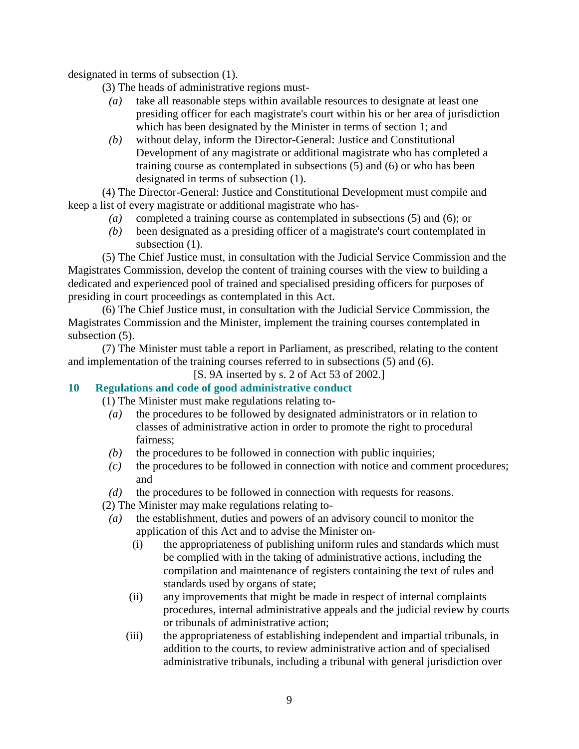designated in terms of subsection (1).

(3) The heads of administrative regions must-

*(a)* take all reasonable steps within available resources to designate at least one presiding officer for each magistrate's court within his or her area of jurisdiction which has been designated by the Minister in terms of section 1; and

*(b)* without delay, inform the Director-General: Justice and Constitutional Development of any magistrate or additional magistrate who has completed a training course as contemplated in subsections (5) and (6) or who has been designated in terms of subsection (1).

(4) The Director-General: Justice and Constitutional Development must compile and keep a list of every magistrate or additional magistrate who has-

*(a)* completed a training course as contemplated in subsections (5) and (6); or

*(b)* been designated as a presiding officer of a magistrate's court contemplated in subsection (1).

(5) The Chief Justice must, in consultation with the Judicial Service Commission and the Magistrates Commission, develop the content of training courses with the view to building a dedicated and experienced pool of trained and specialised presiding officers for purposes of presiding in court proceedings as contemplated in this Act.

(6) The Chief Justice must, in consultation with the Judicial Service Commission, the Magistrates Commission and the Minister, implement the training courses contemplated in subsection (5).

(7) The Minister must table a report in Parliament, as prescribed, relating to the content and implementation of the training courses referred to in subsections (5) and (6).

[S. 9A inserted by s. 2 of Act 53 of 2002.]

## 10 Regulations and code of good administrative conduct

(1) The Minister must make regulations relating to-

*(a)* the procedures to be followed by designated administrators or in relation to classes of administrative action in order to promote the right to procedural fairness;

*(b)* the procedures to be followed in connection with public inquiries;

*(c)* the procedures to be followed in connection with notice and comment procedures; and

*(d)* the procedures to be followed in connection with requests for reasons.

(2) The Minister may make regulations relating to-

*(a)* the establishment, duties and powers of an advisory council to monitor the application of this Act and to advise the Minister on-

(i) the appropriateness of publishing uniform rules and standards which must be complied with in the taking of administrative actions, including the compilation and maintenance of registers containing the text of rules and standards used by organs of state;

(ii) any improvements that might be made in respect of internal complaints procedures, internal administrative appeals and the judicial review by courts or tribunals of administrative action;

(iii) the appropriateness of establishing independent and impartial tribunals, in addition to the courts, to review administrative action and of specialised administrative tribunals, including a tribunal with general jurisdiction over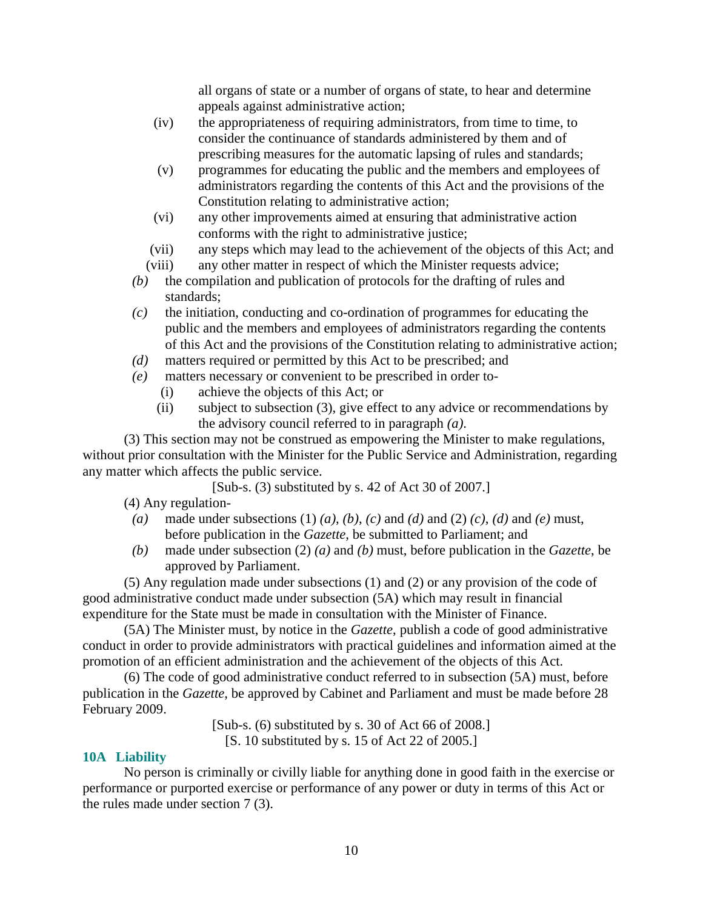all organs of state or a number of organs of state, to hear and determine appeals against administrative action;

(iv) the appropriateness of requiring administrators, from time to time, to consider the continuance of standards administered by them and of prescribing measures for the automatic lapsing of rules and standards;

(v) programmes for educating the public and the members and employees of administrators regarding the contents of this Act and the provisions of the Constitution relating to administrative action;

(vi) any other improvements aimed at ensuring that administrative action conforms with the right to administrative justice;

(vii) any steps which may lead to the achievement of the objects of this Act; and

(viii) any other matter in respect of which the Minister requests advice;

*(b)* the compilation and publication of protocols for the drafting of rules and standards;

*(c)* the initiation, conducting and co-ordination of programmes for educating the public and the members and employees of administrators regarding the contents of this Act and the provisions of the Constitution relating to administrative action;

*(d)* matters required or permitted by this Act to be prescribed; and

*(e)* matters necessary or convenient to be prescribed in order to-

(i) achieve the objects of this Act; or

(ii) subject to subsection (3), give effect to any advice or recommendations by the advisory council referred to in paragraph *(a)*.

(3) This section may not be construed as empowering the Minister to make regulations, without prior consultation with the Minister for the Public Service and Administration, regarding any matter which affects the public service.

[Sub-s. (3) substituted by s. 42 of Act 30 of 2007.]

(4) Any regulation-

*(a)* made under subsections (1) *(a)*, *(b)*, *(c)* and *(d)* and (2) *(c)*, *(d)* and *(e)* must, before publication in the *Gazette*, be submitted to Parliament; and

*(b)* made under subsection (2) *(a)* and *(b)* must, before publication in the *Gazette*, be approved by Parliament.

(5) Any regulation made under subsections (1) and (2) or any provision of the code of good administrative conduct made under subsection (5A) which may result in financial expenditure for the State must be made in consultation with the Minister of Finance.

(5A) The Minister must, by notice in the *Gazette*, publish a code of good administrative conduct in order to provide administrators with practical guidelines and information aimed at the promotion of an efficient administration and the achievement of the objects of this Act.

(6) The code of good administrative conduct referred to in subsection (5A) must, before publication in the *Gazette*, be approved by Cabinet and Parliament and must be made before 28 February 2009.

[Sub-s. (6) substituted by s. 30 of Act 66 of 2008.]

[S. 10 substituted by s. 15 of Act 22 of 2005.]

### 10A Liability

No person is criminally or civilly liable for anything done in good faith in the exercise or performance or purported exercise or performance of any power or duty in terms of this Act or the rules made under section 7 (3).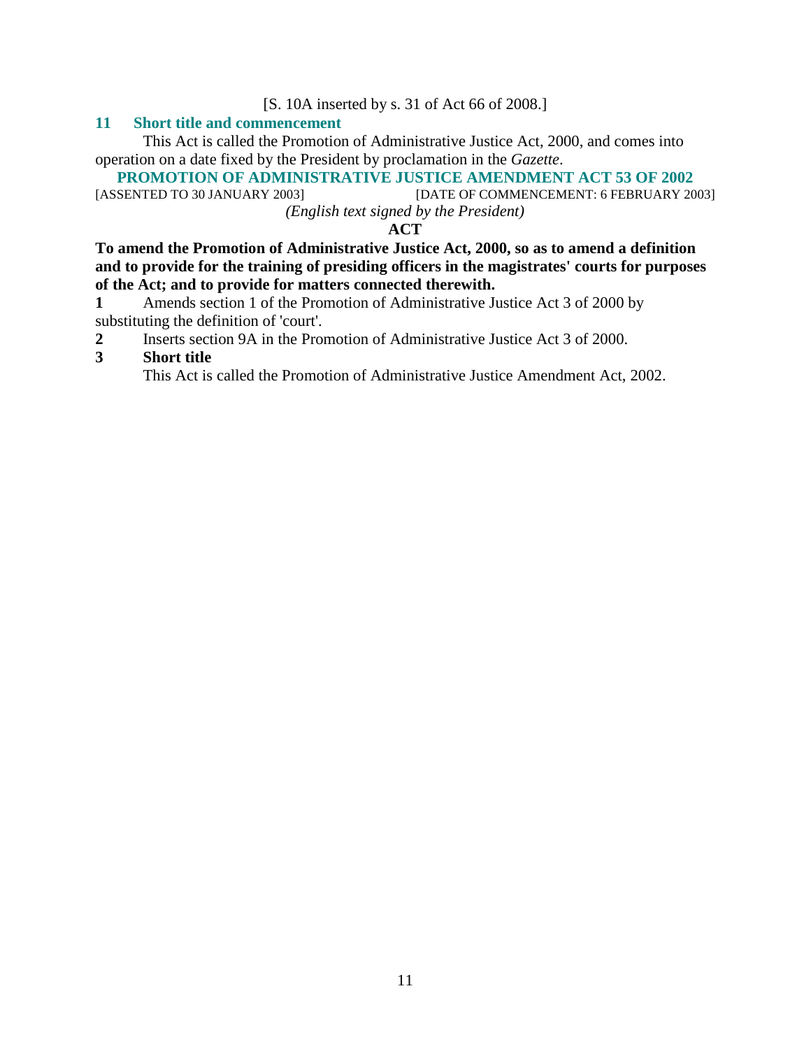[S. 10A inserted by s. 31 of Act 66 of 2008.]

### 11 Short title and commencement

This Act is called the Promotion of Administrative Justice Act, 2000, and comes into operation on a date fixed by the President by proclamation in the *Gazette*.

## PROMOTION OF ADMINISTRATIVE JUSTICE AMENDMENT ACT 53 OF 2002

[ASSENTED TO 30 JANUARY 2003] [DATE OF COMMENCEMENT: 6 FEBRUARY 2003]

*(English text signed by the President)*

**ACT**

**To amend the Promotion of Administrative Justice Act, 2000, so as to amend a definition and to provide for the training of presiding officers in the magistrates' courts for purposes of the Act; and to provide for matters connected therewith.**

**1** Amends section 1 of the Promotion of Administrative Justice Act 3 of 2000 by substituting the definition of 'court'.

**2** Inserts section 9A in the Promotion of Administrative Justice Act 3 of 2000.

**3 Short title**

This Act is called the Promotion of Administrative Justice Amendment Act, 2002.